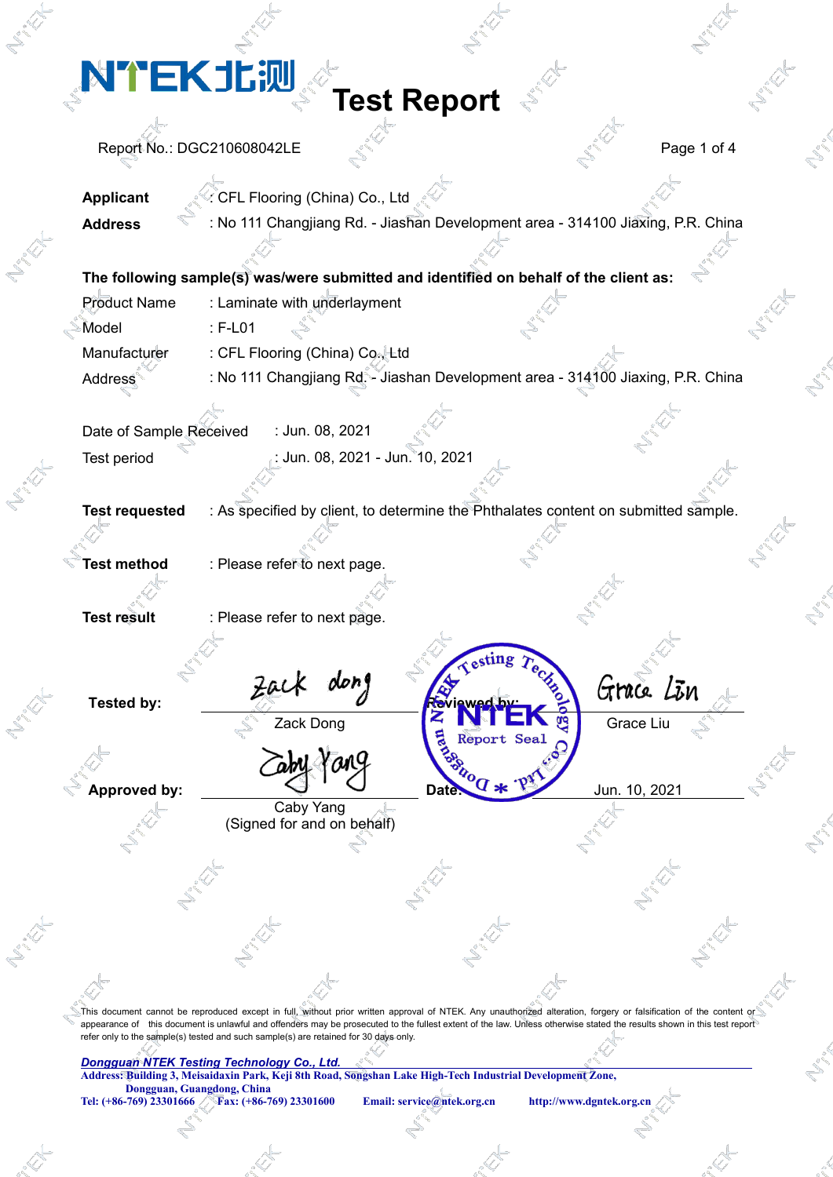# Test Report

Report No.: DGC210608042LE

**Applicant** : CFL Flooring (China) Co., Ltd

**Address** : No 111 Changjiang Rd. - Jiashan Development area - 314100 Jiaxing, P.R. China

**The following sample(s) was/were submitted and identified on behalf of the client as:**

Product Name : Laminate with underlayment

Model : F-L01

Manufacturer : CFL Flooring (China) Co., Ltd

Address : No 111 Changjiang Rd. - Jiashan Development area - 314100 Jiaxing, P.R. China

Date of Sample Received : Jun. 08, 2021

Test period : Jun. 08, 2021 - Jun. 10, 2021

**Test requested** : As specified by client, to determine the Phthalates content on submitted sample.

**Test method** : Please refer to next page.

**Test result** : Please refer to next page.

**Tested by:** Zack Dong

**Reviewed by:** Grace Liu

**Approved by:** Caby Yang (Signed for and on behalf)

**Date:** Jun. 10, 2021

This document cannot be reproduced except in full, without prior written approval of NTEK. Any unauthorized alteration, forgery or falsification of the content or appearance of this document is unlawful and offenders may be prosecuted to the fullest extent of the law. Unless otherwise stated the results shown in this test report refer only to the sample(s) tested and such sample(s) are retained for 30 days only.

*Dongguan NTEK Testing Technology Co., Ltd.*
Address: Building 3, Meisaidaxin Park, Keji 8th Road, Songshan Lake High-Tech Industrial Development Zone, Dongguan, Guangdong, China
Tel: (+86-769) 23301666 Fax: (+86-769) 23301600 Email: service@ntek.org.cn http://www.dgntek.org.cn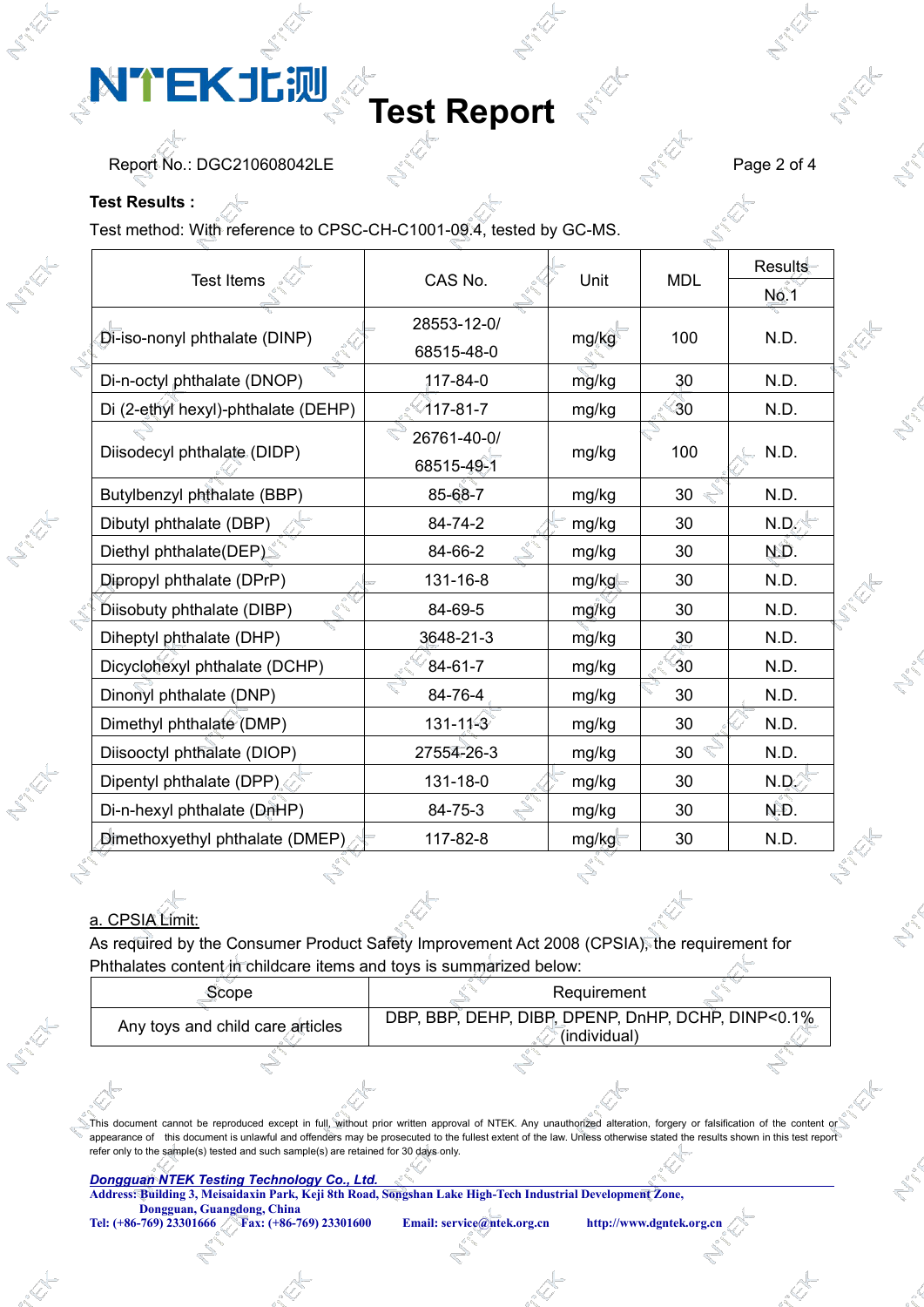Report No.: DGC210608042LE

**Test Results :**

Test method: With reference to CPSC-CH-C1001-09.4, tested by GC-MS.

| Test Items | CAS No. | Unit | MDL | Results |
|---|---|---|---|---|
| | | | | No.1 |
| Di-iso-nonyl phthalate (DINP) | 28553-12-0/ 68515-48-0 | mg/kg | 100 | N.D. |
| Di-n-octyl phthalate (DNOP) | 117-84-0 | mg/kg | 30 | N.D. |
| Di (2-ethyl hexyl)-phthalate (DEHP) | 117-81-7 | mg/kg | 30 | N.D. |
| Diisodecyl phthalate (DIDP) | 26761-40-0/ 68515-49-1 | mg/kg | 100 | N.D. |
| Butylbenzyl phthalate (BBP) | 85-68-7 | mg/kg | 30 | N.D. |
| Dibutyl phthalate (DBP) | 84-74-2 | mg/kg | 30 | N.D. |
| Diethyl phthalate(DEP) | 84-66-2 | mg/kg | 30 | N.D. |
| Dipropyl phthalate (DPrP) | 131-16-8 | mg/kg | 30 | N.D. |
| Diisobuty phthalate (DIBP) | 84-69-5 | mg/kg | 30 | N.D. |
| Diheptyl phthalate (DHP) | 3648-21-3 | mg/kg | 30 | N.D. |
| Dicyclohexyl phthalate (DCHP) | 84-61-7 | mg/kg | 30 | N.D. |
| Dinonyl phthalate (DNP) | 84-76-4 | mg/kg | 30 | N.D. |
| Dimethyl phthalate (DMP) | 131-11-3 | mg/kg | 30 | N.D. |
| Diisooctyl phthalate (DIOP) | 27554-26-3 | mg/kg | 30 | N.D. |
| Dipentyl phthalate (DPP) | 131-18-0 | mg/kg | 30 | N.D. |
| Di-n-hexyl phthalate (DnHP) | 84-75-3 | mg/kg | 30 | N.D. |
| Dimethoxyethyl phthalate (DMEP) | 117-82-8 | mg/kg | 30 | N.D. |

a. CPSIA Limit:

As required by the Consumer Product Safety Improvement Act 2008 (CPSIA), the requirement for Phthalates content in childcare items and toys is summarized below:

| Scope | Requirement |
|---|---|
| Any toys and child care articles | DBP, BBP, DEHP, DIBP, DPENP, DnHP, DCHP, DINP<0.1% (individual) |

This document cannot be reproduced except in full, without prior written approval of NTEK. Any unauthorized alteration, forgery or falsification of the content or appearance of this document is unlawful and offenders may be prosecuted to the fullest extent of the law. Unless otherwise stated the results shown in this test report refer only to the sample(s) tested and such sample(s) are retained for 30 days only.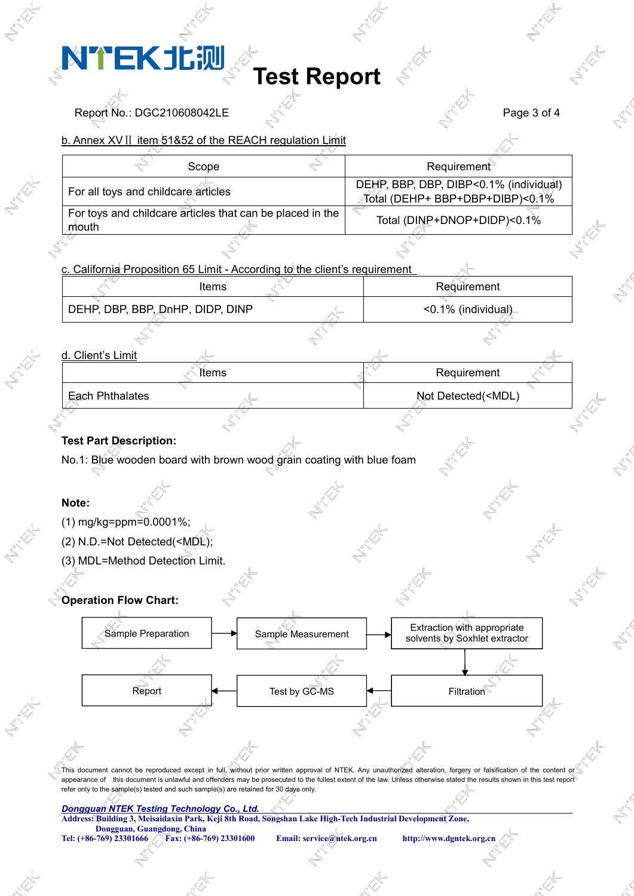b. Annex XVⅡ item 51&52 of the REACH regulation Limit

| Scope | Requirement |
|---|---|
| For all toys and childcare articles | DEHP, BBP, DBP, DIBP<0.1% (individual) Total (DEHP+ BBP+DBP+DIBP)<0.1% |
| For toys and childcare articles that can be placed in the mouth | Total (DINP+DNOP+DIDP)<0.1% |

c. California Proposition 65 Limit - According to the client's requirement

| Items | Requirement |
|---|---|
| DEHP, DBP, BBP, DnHP, DIDP, DINP | <0.1% (individual) |

d. Client's Limit

| Items | Requirement |
|---|---|
| Each Phthalates | Not Detected(<MDL) |

**Test Part Description:**

No.1: Blue wooden board with brown wood grain coating with blue foam

**Note:**

(1) mg/kg=ppm=0.0001%;

(2) N.D.=Not Detected(<MDL);

(3) MDL=Method Detection Limit.

**Operation Flow Chart:**

Sample Preparation → Sample Measurement → Extraction with appropriate solvents by Soxhlet extractor → Filtration → Test by GC-MS → Report

This document cannot be reproduced except in full, without prior written approval of NTEK. Any unauthorized alteration, forgery or falsification of the content or appearance of this document is unlawful and offenders may be prosecuted to the fullest extent of the law. Unless otherwise stated the results shown in this test report refer only to the sample(s) tested and such sample(s) are retained for 30 days only.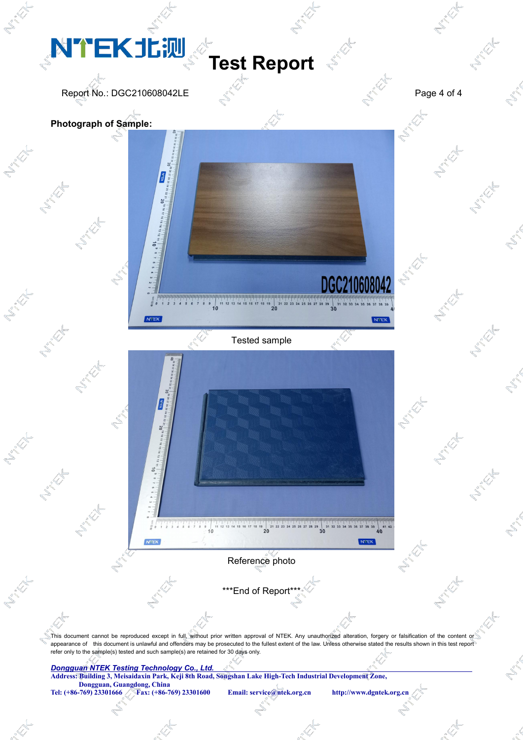**Photograph of Sample:**

Tested sample

Reference photo

***End of Report***

This document cannot be reproduced except in full, without prior written approval of NTEK. Any unauthorized alteration, forgery or falsification of the content or appearance of this document is unlawful and offenders may be prosecuted to the fullest extent of the law. Unless otherwise stated the results shown in this test report refer only to the sample(s) tested and such sample(s) are retained for 30 days only.